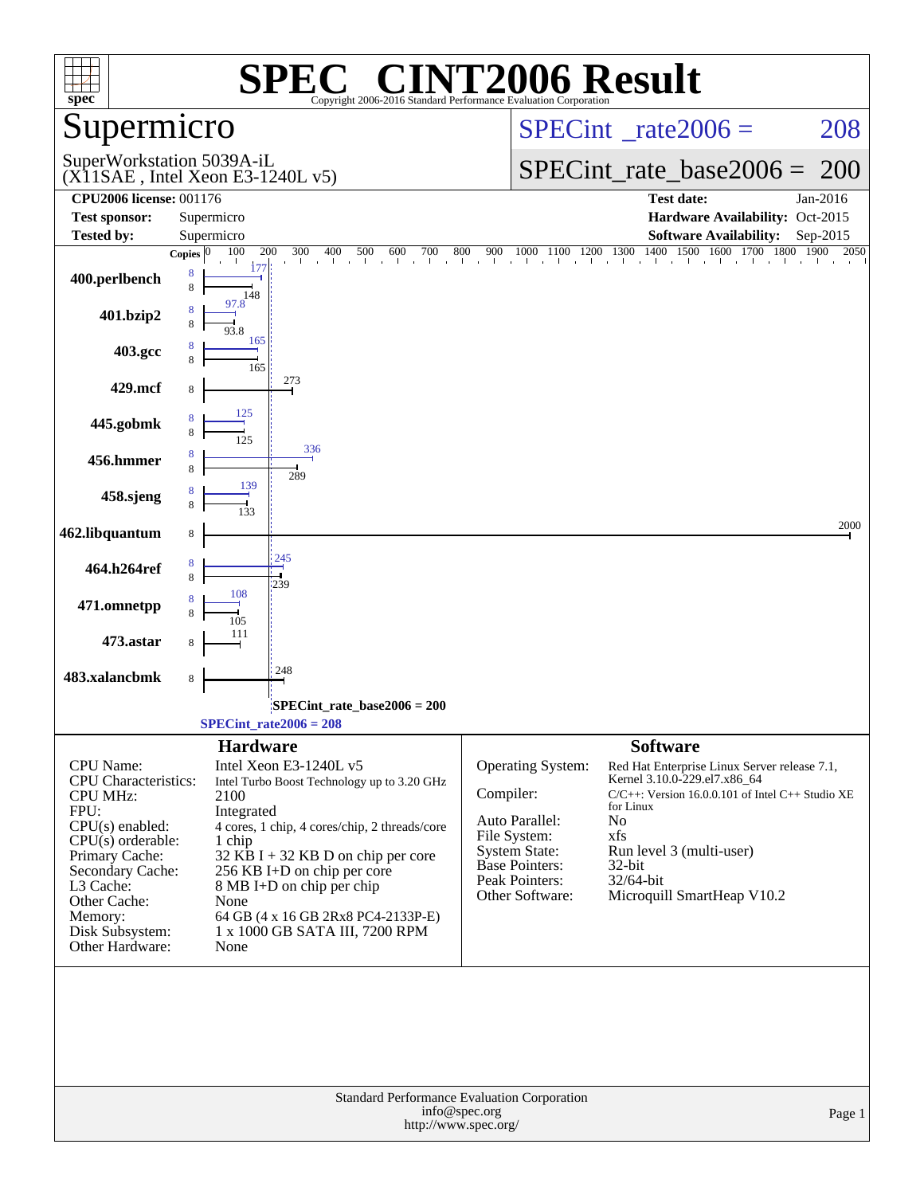# SPEC CINT2006 Result

Copyright 2006-2016 Standard Performance Evaluation Corporation

## Supermicro

SuperWorkstation 5039A-iL
(X11SAE , Intel Xeon E3-1240L v5)

SPECint_rate2006 = 208

SPECint_rate_base2006 = 200

**CPU2006 license:** 001176
**Test sponsor:** Supermicro
**Tested by:** Supermicro

**Test date:** Jan-2016
**Hardware Availability:** Oct-2015
**Software Availability:** Sep-2015

Copies 0 100 200 300 400 500 600 700 800 900 1000 1100 1200 1300 1400 1500 1600 1700 1800 1900 2050

400.perlbench 8 177
8 148

401.bzip2 8 97.8
8 93.8

403.gcc 8 165
8 165

429.mcf 8 273

445.gobmk 8 125
8 125

456.hmmer 8 336
8 289

458.sjeng 8 139
8 133

462.libquantum 8 2000

464.h264ref 8 245
8 239

471.omnetpp 8 108
8 105

473.astar 8 111

483.xalancbmk 8 248

SPECint_rate_base2006 = 200

SPECint_rate2006 = 208

### Hardware

| | |
|---|---|
| CPU Name: | Intel Xeon E3-1240L v5 |
| CPU Characteristics: | Intel Turbo Boost Technology up to 3.20 GHz |
| CPU MHz: | 2100 |
| FPU: | Integrated |
| CPU(s) enabled: | 4 cores, 1 chip, 4 cores/chip, 2 threads/core |
| CPU(s) orderable: | 1 chip |
| Primary Cache: | 32 KB I + 32 KB D on chip per core |
| Secondary Cache: | 256 KB I+D on chip per core |
| L3 Cache: | 8 MB I+D on chip per chip |
| Other Cache: | None |
| Memory: | 64 GB (4 x 16 GB 2Rx8 PC4-2133P-E) |
| Disk Subsystem: | 1 x 1000 GB SATA III, 7200 RPM |
| Other Hardware: | None |

### Software

| | |
|---|---|
| Operating System: | Red Hat Enterprise Linux Server release 7.1, Kernel 3.10.0-229.el7.x86_64 |
| Compiler: | C/C++: Version 16.0.0.101 of Intel C++ Studio XE for Linux |
| Auto Parallel: | No |
| File System: | xfs |
| System State: | Run level 3 (multi-user) |
| Base Pointers: | 32-bit |
| Peak Pointers: | 32/64-bit |
| Other Software: | Microquill SmartHeap V10.2 |

Standard Performance Evaluation Corporation
info@spec.org
http://www.spec.org/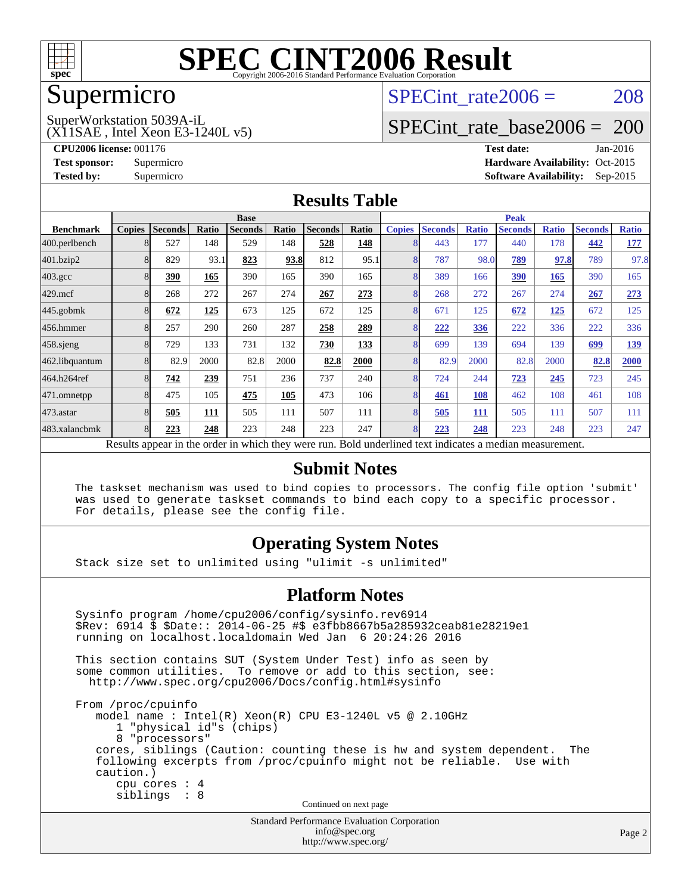# SPEC CINT2006 Result

Copyright 2006-2016 Standard Performance Evaluation Corporation

# Supermicro

SuperWorkstation 5039A-iL
(X11SAE , Intel Xeon E3-1240L v5)

SPECint_rate2006 = 208

SPECint_rate_base2006 = 200

**CPU2006 license:** 001176
**Test sponsor:** Supermicro
**Tested by:** Supermicro

**Test date:** Jan-2016
**Hardware Availability:** Oct-2015
**Software Availability:** Sep-2015

## Results Table

| | Base | | | | | | | Peak | | | | | | |
|---|---|---|---|---|---|---|---|---|---|---|---|---|---|---|
| **Benchmark** | **Copies** | **Seconds** | **Ratio** | **Seconds** | **Ratio** | **Seconds** | **Ratio** | **Copies** | **Seconds** | **Ratio** | **Seconds** | **Ratio** | **Seconds** | **Ratio** |
| 400.perlbench | 8 | 527 | 148 | 529 | 148 | **528** | **148** | 8 | 443 | 177 | 440 | 178 | **442** | **177** |
| 401.bzip2 | 8 | 829 | 93.1 | **823** | **93.8** | 812 | 95.1 | 8 | 787 | 98.0 | **789** | **97.8** | 789 | 97.8 |
| 403.gcc | 8 | **390** | **165** | 390 | 165 | 390 | 165 | 8 | 389 | 166 | **390** | **165** | 390 | 165 |
| 429.mcf | 8 | 268 | 272 | 267 | 274 | **267** | **273** | 8 | 268 | 272 | 267 | 274 | **267** | **273** |
| 445.gobmk | 8 | **672** | **125** | 673 | 125 | 672 | 125 | 8 | 671 | 125 | **672** | **125** | 672 | 125 |
| 456.hmmer | 8 | 257 | 290 | 260 | 287 | **258** | **289** | 8 | **222** | **336** | 222 | 336 | 222 | 336 |
| 458.sjeng | 8 | 729 | 133 | 731 | 132 | **730** | **133** | 8 | 699 | 139 | 694 | 139 | **699** | **139** |
| 462.libquantum | 8 | 82.9 | 2000 | 82.8 | 2000 | **82.8** | **2000** | 8 | 82.9 | 2000 | 82.8 | 2000 | **82.8** | **2000** |
| 464.h264ref | 8 | **742** | **239** | 751 | 236 | 737 | 240 | 8 | 724 | 244 | **723** | **245** | 723 | 245 |
| 471.omnetpp | 8 | 475 | 105 | **475** | **105** | 473 | 106 | 8 | **461** | **108** | 462 | 108 | 461 | 108 |
| 473.astar | 8 | **505** | **111** | 505 | 111 | 507 | 111 | 8 | **505** | **111** | 505 | 111 | 507 | 111 |
| 483.xalancbmk | 8 | **223** | **248** | 223 | 248 | 223 | 247 | 8 | **223** | **248** | 223 | 248 | 223 | 247 |

Results appear in the order in which they were run. Bold underlined text indicates a median measurement.

## Submit Notes

```
The taskset mechanism was used to bind copies to processors. The config file option 'submit'
was used to generate taskset commands to bind each copy to a specific processor.
For details, please see the config file.
```

## Operating System Notes

```
Stack size set to unlimited using "ulimit -s unlimited"
```

## Platform Notes

```
Sysinfo program /home/cpu2006/config/sysinfo.rev6914
$Rev: 6914 $ $Date:: 2014-06-25 #$ e3fbb8667b5a285932ceab81e28219e1
running on localhost.localdomain Wed Jan  6 20:24:26 2016

This section contains SUT (System Under Test) info as seen by
some common utilities.  To remove or add to this section, see:
  http://www.spec.org/cpu2006/Docs/config.html#sysinfo

From /proc/cpuinfo
   model name : Intel(R) Xeon(R) CPU E3-1240L v5 @ 2.10GHz
      1 "physical id"s (chips)
      8 "processors"
   cores, siblings (Caution: counting these is hw and system dependent.  The
   following excerpts from /proc/cpuinfo might not be reliable.  Use with
   caution.)
      cpu cores : 4
      siblings  : 8
```

Continued on next page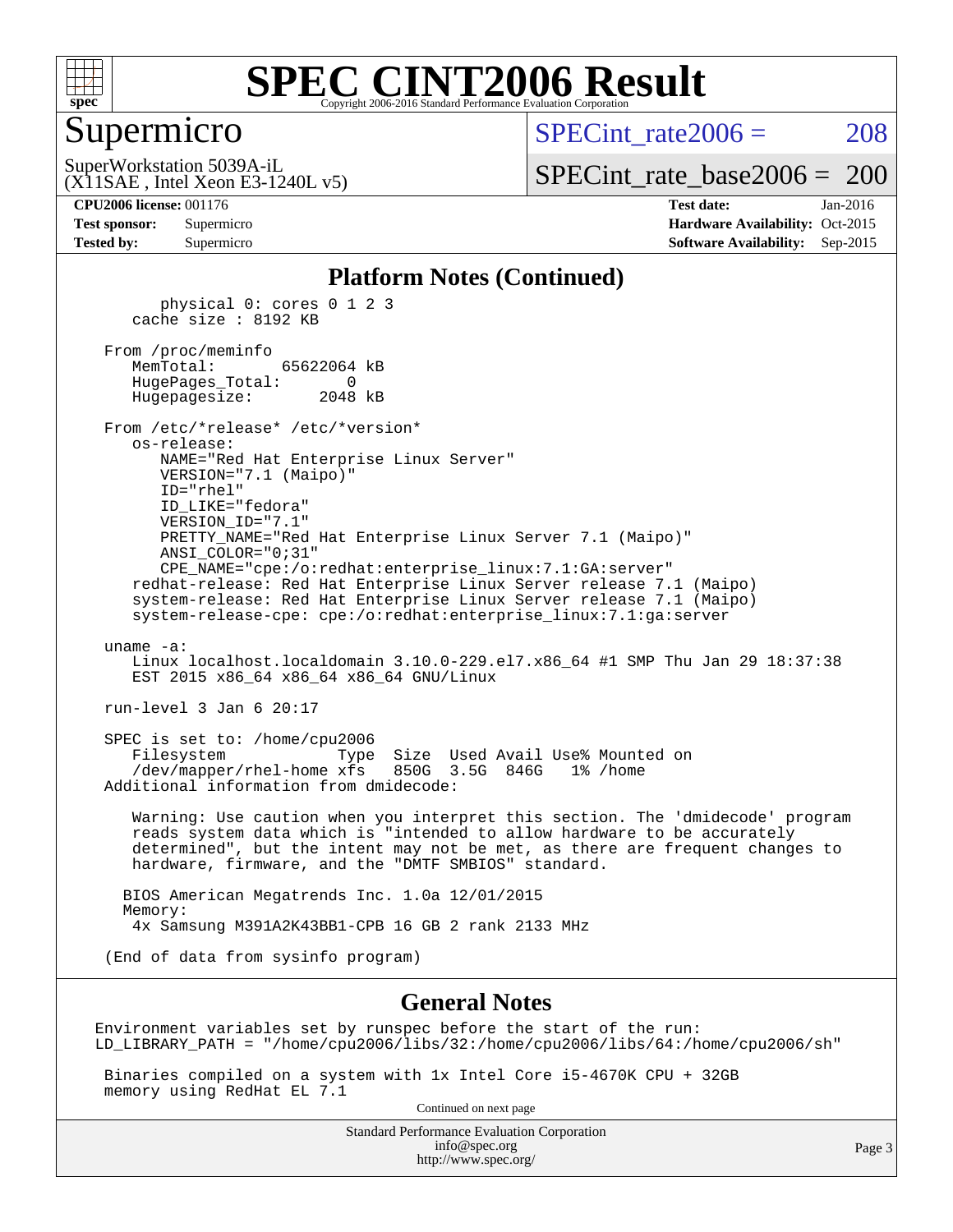## Platform Notes (Continued)

```
        physical 0: cores 0 1 2 3
      cache size : 8192 KB

    From /proc/meminfo
      MemTotal:       65622064 kB
      HugePages_Total:       0
      Hugepagesize:       2048 kB

    From /etc/*release* /etc/*version*
      os-release:
         NAME="Red Hat Enterprise Linux Server"
         VERSION="7.1 (Maipo)"
         ID="rhel"
         ID_LIKE="fedora"
         VERSION_ID="7.1"
         PRETTY_NAME="Red Hat Enterprise Linux Server 7.1 (Maipo)"
         ANSI_COLOR="0;31"
         CPE_NAME="cpe:/o:redhat:enterprise_linux:7.1:GA:server"
      redhat-release: Red Hat Enterprise Linux Server release 7.1 (Maipo)
      system-release: Red Hat Enterprise Linux Server release 7.1 (Maipo)
      system-release-cpe: cpe:/o:redhat:enterprise_linux:7.1:ga:server

    uname -a:
      Linux localhost.localdomain 3.10.0-229.el7.x86_64 #1 SMP Thu Jan 29 18:37:38
      EST 2015 x86_64 x86_64 x86_64 GNU/Linux

    run-level 3 Jan 6 20:17

    SPEC is set to: /home/cpu2006
      Filesystem            Type  Size  Used Avail Use% Mounted on
      /dev/mapper/rhel-home xfs   850G  3.5G  846G   1% /home
    Additional information from dmidecode:

      Warning: Use caution when you interpret this section. The 'dmidecode' program
      reads system data which is "intended to allow hardware to be accurately
      determined", but the intent may not be met, as there are frequent changes to
      hardware, firmware, and the "DMTF SMBIOS" standard.

     BIOS American Megatrends Inc. 1.0a 12/01/2015
     Memory:
      4x Samsung M391A2K43BB1-CPB 16 GB 2 rank 2133 MHz

    (End of data from sysinfo program)
```

## General Notes

```
Environment variables set by runspec before the start of the run:
LD_LIBRARY_PATH = "/home/cpu2006/libs/32:/home/cpu2006/libs/64:/home/cpu2006/sh"

 Binaries compiled on a system with 1x Intel Core i5-4670K CPU + 32GB
 memory using RedHat EL 7.1
```

Continued on next page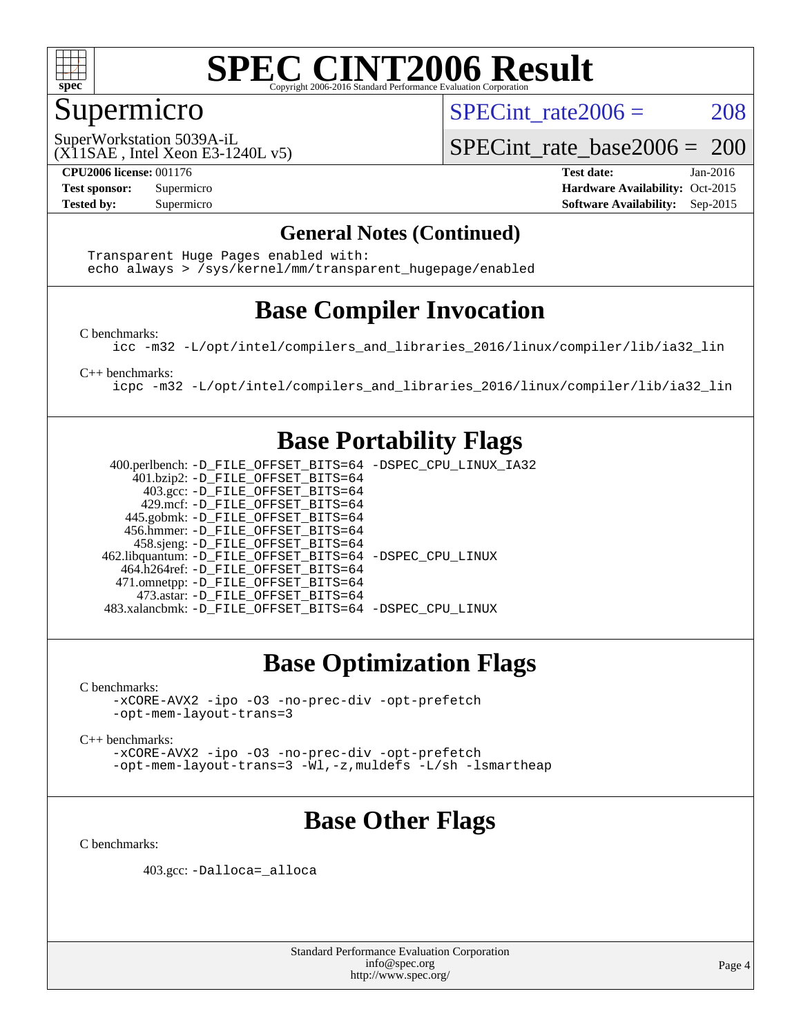# SPEC CINT2006 Result

Copyright 2006-2016 Standard Performance Evaluation Corporation

## Supermicro

SuperWorkstation 5039A-iL
(X11SAE , Intel Xeon E3-1240L v5)

SPECint_rate2006 = 208

SPECint_rate_base2006 = 200

| | | | |
|---|---|---|---|
| **CPU2006 license:** 001176 | | **Test date:** | Jan-2016 |
| **Test sponsor:** | Supermicro | **Hardware Availability:** | Oct-2015 |
| **Tested by:** | Supermicro | **Software Availability:** | Sep-2015 |

## General Notes (Continued)

```
Transparent Huge Pages enabled with:
echo always > /sys/kernel/mm/transparent_hugepage/enabled
```

## Base Compiler Invocation

C benchmarks:

```
icc -m32 -L/opt/intel/compilers_and_libraries_2016/linux/compiler/lib/ia32_lin
```

C++ benchmarks:

```
icpc -m32 -L/opt/intel/compilers_and_libraries_2016/linux/compiler/lib/ia32_lin
```

## Base Portability Flags

400.perlbench: -D_FILE_OFFSET_BITS=64 -DSPEC_CPU_LINUX_IA32
401.bzip2: -D_FILE_OFFSET_BITS=64
403.gcc: -D_FILE_OFFSET_BITS=64
429.mcf: -D_FILE_OFFSET_BITS=64
445.gobmk: -D_FILE_OFFSET_BITS=64
456.hmmer: -D_FILE_OFFSET_BITS=64
458.sjeng: -D_FILE_OFFSET_BITS=64
462.libquantum: -D_FILE_OFFSET_BITS=64 -DSPEC_CPU_LINUX
464.h264ref: -D_FILE_OFFSET_BITS=64
471.omnetpp: -D_FILE_OFFSET_BITS=64
473.astar: -D_FILE_OFFSET_BITS=64
483.xalancbmk: -D_FILE_OFFSET_BITS=64 -DSPEC_CPU_LINUX

## Base Optimization Flags

C benchmarks:

```
-xCORE-AVX2 -ipo -O3 -no-prec-div -opt-prefetch
-opt-mem-layout-trans=3
```

C++ benchmarks:

```
-xCORE-AVX2 -ipo -O3 -no-prec-div -opt-prefetch
-opt-mem-layout-trans=3 -Wl,-z,muldefs -L/sh -lsmartheap
```

## Base Other Flags

C benchmarks:

403.gcc: -Dalloca=_alloca

Standard Performance Evaluation Corporation
info@spec.org
http://www.spec.org/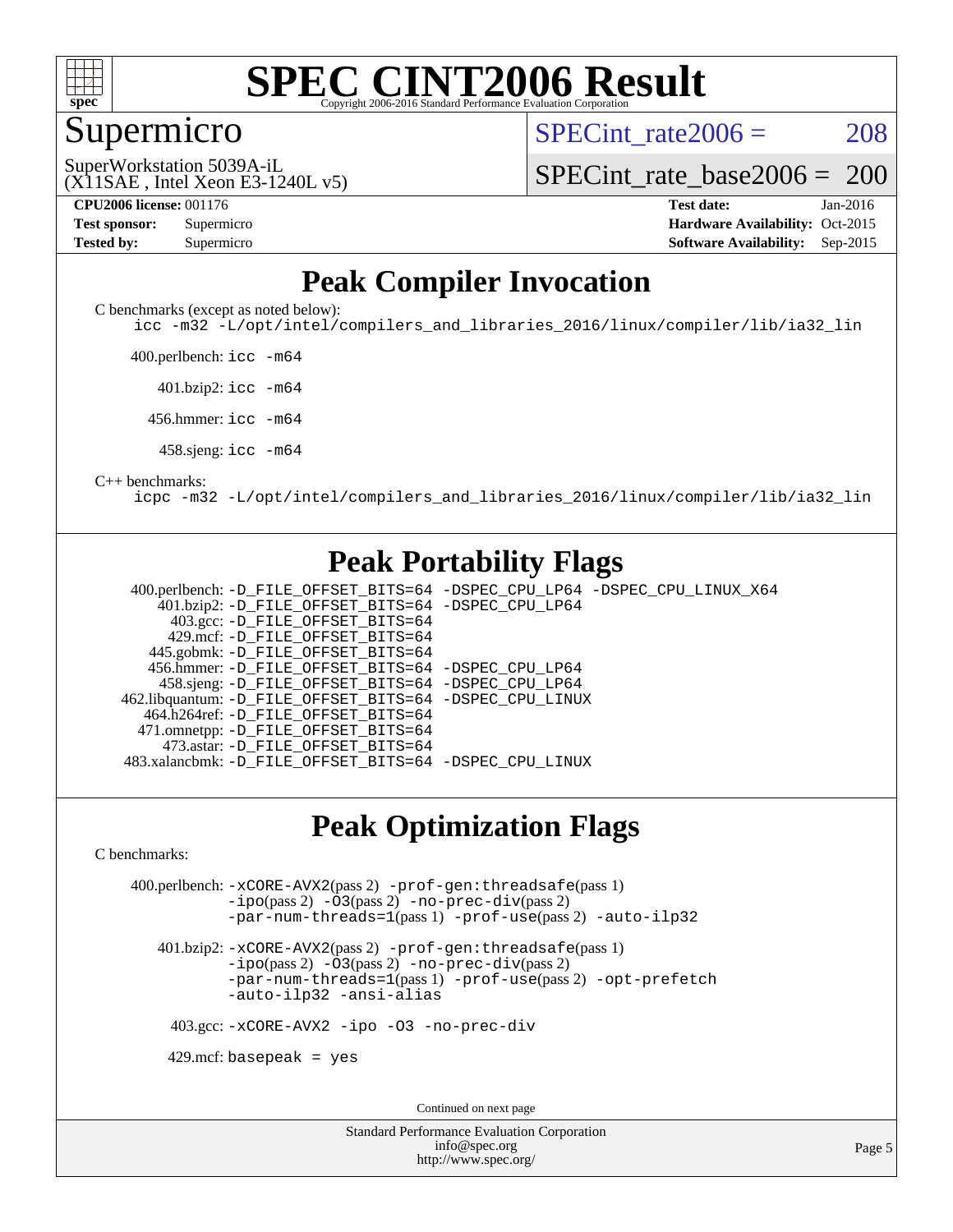# SPEC CINT2006 Result

Copyright 2006-2016 Standard Performance Evaluation Corporation

## Supermicro

SuperWorkstation 5039A-iL
(X11SAE , Intel Xeon E3-1240L v5)

SPECint_rate2006 = 208

SPECint_rate_base2006 = 200

| | | | |
|---|---|---|---|
| **CPU2006 license:** 001176 | | **Test date:** | Jan-2016 |
| **Test sponsor:** | Supermicro | **Hardware Availability:** | Oct-2015 |
| **Tested by:** | Supermicro | **Software Availability:** | Sep-2015 |

## Peak Compiler Invocation

C benchmarks (except as noted below):
```
icc -m32 -L/opt/intel/compilers_and_libraries_2016/linux/compiler/lib/ia32_lin
```

400.perlbench: `icc -m64`

401.bzip2: `icc -m64`

456.hmmer: `icc -m64`

458.sjeng: `icc -m64`

C++ benchmarks:
```
icpc -m32 -L/opt/intel/compilers_and_libraries_2016/linux/compiler/lib/ia32_lin
```

## Peak Portability Flags

400.perlbench: -D_FILE_OFFSET_BITS=64 -DSPEC_CPU_LP64 -DSPEC_CPU_LINUX_X64
401.bzip2: -D_FILE_OFFSET_BITS=64 -DSPEC_CPU_LP64
403.gcc: -D_FILE_OFFSET_BITS=64
429.mcf: -D_FILE_OFFSET_BITS=64
445.gobmk: -D_FILE_OFFSET_BITS=64
456.hmmer: -D_FILE_OFFSET_BITS=64 -DSPEC_CPU_LP64
458.sjeng: -D_FILE_OFFSET_BITS=64 -DSPEC_CPU_LP64
462.libquantum: -D_FILE_OFFSET_BITS=64 -DSPEC_CPU_LINUX
464.h264ref: -D_FILE_OFFSET_BITS=64
471.omnetpp: -D_FILE_OFFSET_BITS=64
473.astar: -D_FILE_OFFSET_BITS=64
483.xalancbmk: -D_FILE_OFFSET_BITS=64 -DSPEC_CPU_LINUX

## Peak Optimization Flags

C benchmarks:

400.perlbench: -xCORE-AVX2(pass 2) -prof-gen:threadsafe(pass 1) -ipo(pass 2) -O3(pass 2) -no-prec-div(pass 2) -par-num-threads=1(pass 1) -prof-use(pass 2) -auto-ilp32

401.bzip2: -xCORE-AVX2(pass 2) -prof-gen:threadsafe(pass 1) -ipo(pass 2) -O3(pass 2) -no-prec-div(pass 2) -par-num-threads=1(pass 1) -prof-use(pass 2) -opt-prefetch -auto-ilp32 -ansi-alias

403.gcc: -xCORE-AVX2 -ipo -O3 -no-prec-div

429.mcf: basepeak = yes

Continued on next page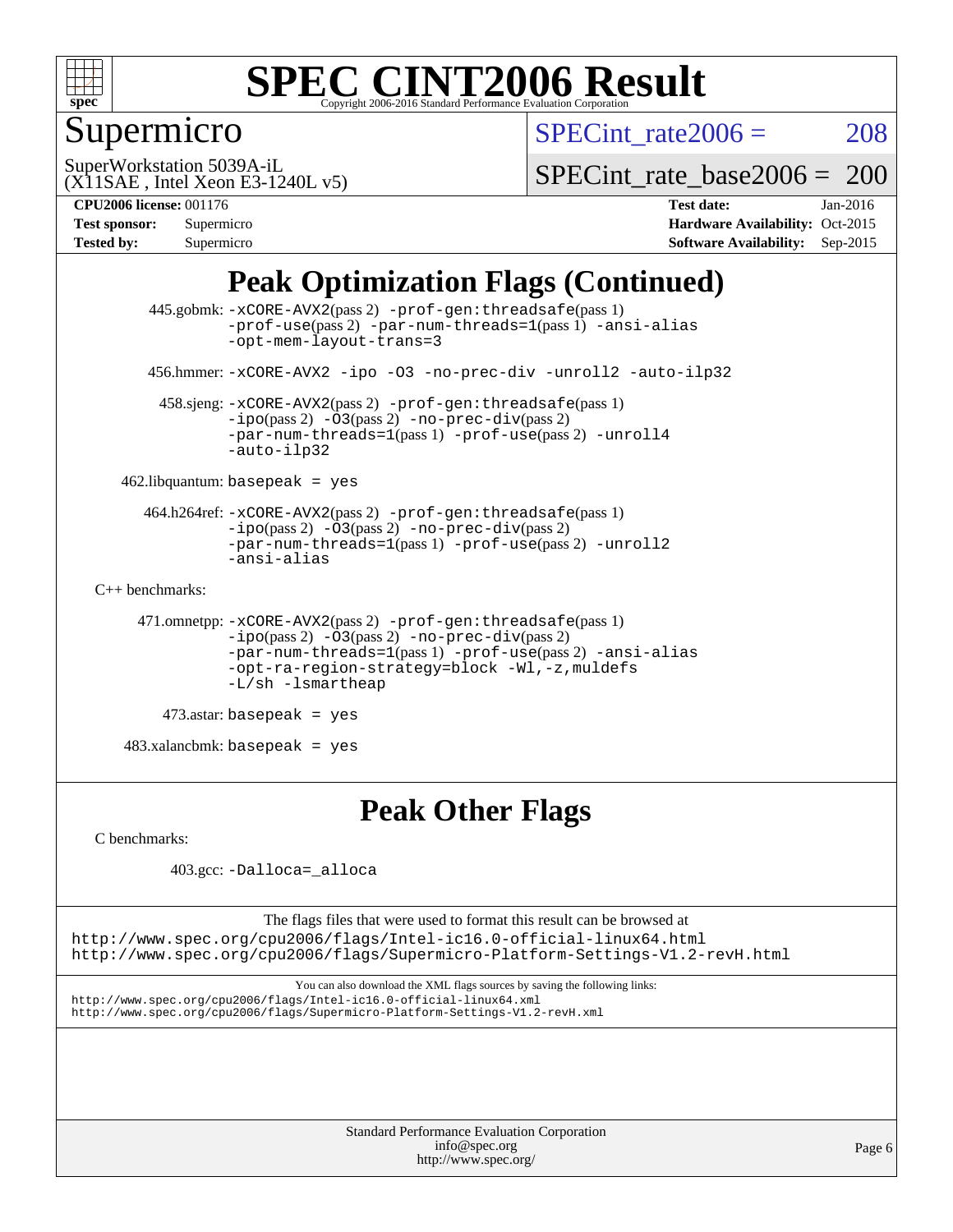# SPEC CINT2006 Result

Copyright 2006-2016 Standard Performance Evaluation Corporation

## Supermicro

SuperWorkstation 5039A-iL
(X11SAE , Intel Xeon E3-1240L v5)

SPECint_rate2006 = 208

SPECint_rate_base2006 = 200

**CPU2006 license:** 001176
**Test sponsor:** Supermicro
**Tested by:** Supermicro

**Test date:** Jan-2016
**Hardware Availability:** Oct-2015
**Software Availability:** Sep-2015

## Peak Optimization Flags (Continued)

445.gobmk: `-xCORE-AVX2`(pass 2) `-prof-gen:threadsafe`(pass 1) `-prof-use`(pass 2) `-par-num-threads=1`(pass 1) `-ansi-alias` `-opt-mem-layout-trans=3`

456.hmmer: `-xCORE-AVX2 -ipo -O3 -no-prec-div -unroll2 -auto-ilp32`

458.sjeng: `-xCORE-AVX2`(pass 2) `-prof-gen:threadsafe`(pass 1) `-ipo`(pass 2) `-O3`(pass 2) `-no-prec-div`(pass 2) `-par-num-threads=1`(pass 1) `-prof-use`(pass 2) `-unroll4` `-auto-ilp32`

462.libquantum: `basepeak = yes`

464.h264ref: `-xCORE-AVX2`(pass 2) `-prof-gen:threadsafe`(pass 1) `-ipo`(pass 2) `-O3`(pass 2) `-no-prec-div`(pass 2) `-par-num-threads=1`(pass 1) `-prof-use`(pass 2) `-unroll2` `-ansi-alias`

C++ benchmarks:

471.omnetpp: `-xCORE-AVX2`(pass 2) `-prof-gen:threadsafe`(pass 1) `-ipo`(pass 2) `-O3`(pass 2) `-no-prec-div`(pass 2) `-par-num-threads=1`(pass 1) `-prof-use`(pass 2) `-ansi-alias` `-opt-ra-region-strategy=block` `-Wl,-z,muldefs` `-L/sh -lsmartheap`

473.astar: `basepeak = yes`

483.xalancbmk: `basepeak = yes`

## Peak Other Flags

C benchmarks:

403.gcc: `-Dalloca=_alloca`

The flags files that were used to format this result can be browsed at
http://www.spec.org/cpu2006/flags/Intel-ic16.0-official-linux64.html
http://www.spec.org/cpu2006/flags/Supermicro-Platform-Settings-V1.2-revH.html

You can also download the XML flags sources by saving the following links:
http://www.spec.org/cpu2006/flags/Intel-ic16.0-official-linux64.xml
http://www.spec.org/cpu2006/flags/Supermicro-Platform-Settings-V1.2-revH.xml

Standard Performance Evaluation Corporation
info@spec.org
http://www.spec.org/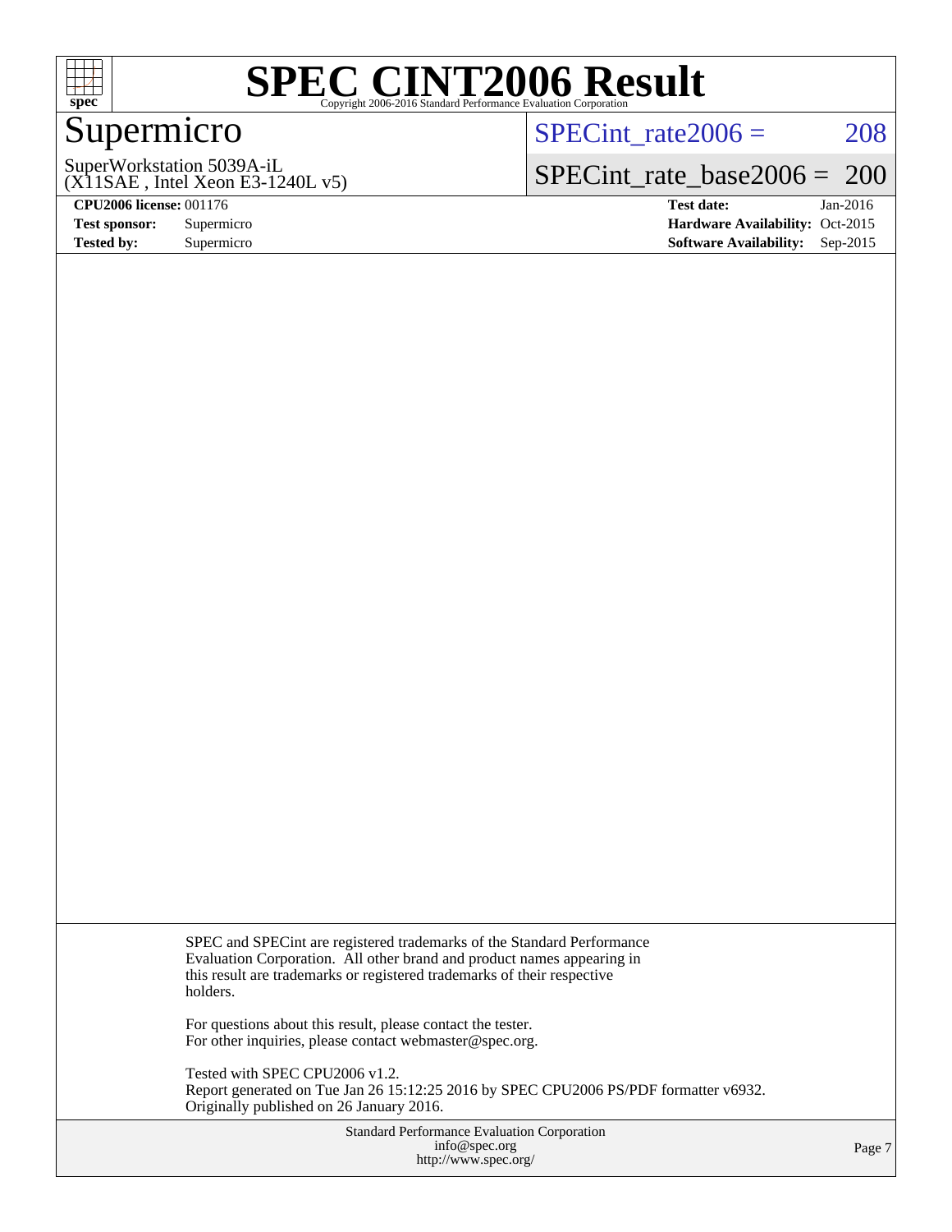# SPEC CINT2006 Result

Copyright 2006-2016 Standard Performance Evaluation Corporation

## Supermicro

SuperWorkstation 5039A-iL
(X11SAE , Intel Xeon E3-1240L v5)

SPECint_rate2006 = 208

SPECint_rate_base2006 = 200

| | | | |
|---|---|---|---|
| **CPU2006 license:** 001176 | | **Test date:** | Jan-2016 |
| **Test sponsor:** | Supermicro | **Hardware Availability:** | Oct-2015 |
| **Tested by:** | Supermicro | **Software Availability:** | Sep-2015 |

SPEC and SPECint are registered trademarks of the Standard Performance Evaluation Corporation. All other brand and product names appearing in this result are trademarks or registered trademarks of their respective holders.

For questions about this result, please contact the tester.
For other inquiries, please contact webmaster@spec.org.

Tested with SPEC CPU2006 v1.2.
Report generated on Tue Jan 26 15:12:25 2016 by SPEC CPU2006 PS/PDF formatter v6932.
Originally published on 26 January 2016.

Standard Performance Evaluation Corporation
info@spec.org
http://www.spec.org/